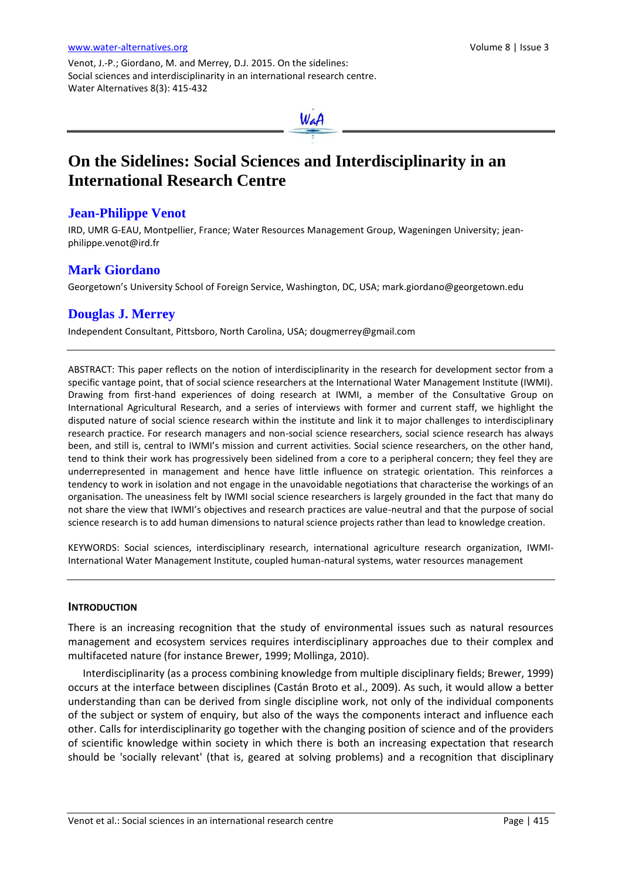Venot, J.-P.; Giordano, M. and Merrey, D.J. 2015. On the sidelines: Social sciences and interdisciplinarity in an international research centre. Water Alternatives 8(3): 415-432

# On the Sidelines: Social Sciences and Interdisciplinarity in an International Research Centre

## Jean-Philippe Venot

IRD, UMR G-EAU, Montpellier, France; Water Resources Management Group, Wageningen University; jean-philippe.venot@ird.fr

## Mark Giordano

Georgetown's University School of Foreign Service, Washington, DC, USA; mark.giordano@georgetown.edu

## Douglas J. Merrey

Independent Consultant, Pittsboro, North Carolina, USA; dougmerrey@gmail.com

---

ABSTRACT: This paper reflects on the notion of interdisciplinarity in the research for development sector from a specific vantage point, that of social science researchers at the International Water Management Institute (IWMI). Drawing from first-hand experiences of doing research at IWMI, a member of the Consultative Group on International Agricultural Research, and a series of interviews with former and current staff, we highlight the disputed nature of social science research within the institute and link it to major challenges to interdisciplinary research practice. For research managers and non-social science researchers, social science research has always been, and still is, central to IWMI's mission and current activities. Social science researchers, on the other hand, tend to think their work has progressively been sidelined from a core to a peripheral concern; they feel they are underrepresented in management and hence have little influence on strategic orientation. This reinforces a tendency to work in isolation and not engage in the unavoidable negotiations that characterise the workings of an organisation. The uneasiness felt by IWMI social science researchers is largely grounded in the fact that many do not share the view that IWMI's objectives and research practices are value-neutral and that the purpose of social science research is to add human dimensions to natural science projects rather than lead to knowledge creation.

KEYWORDS: Social sciences, interdisciplinary research, international agriculture research organization, IWMI-International Water Management Institute, coupled human-natural systems, water resources management

---

### INTRODUCTION

There is an increasing recognition that the study of environmental issues such as natural resources management and ecosystem services requires interdisciplinary approaches due to their complex and multifaceted nature (for instance Brewer, 1999; Mollinga, 2010).

Interdisciplinarity (as a process combining knowledge from multiple disciplinary fields; Brewer, 1999) occurs at the interface between disciplines (Castán Broto et al., 2009). As such, it would allow a better understanding than can be derived from single discipline work, not only of the individual components of the subject or system of enquiry, but also of the ways the components interact and influence each other. Calls for interdisciplinarity go together with the changing position of science and of the providers of scientific knowledge within society in which there is both an increasing expectation that research should be 'socially relevant' (that is, geared at solving problems) and a recognition that disciplinary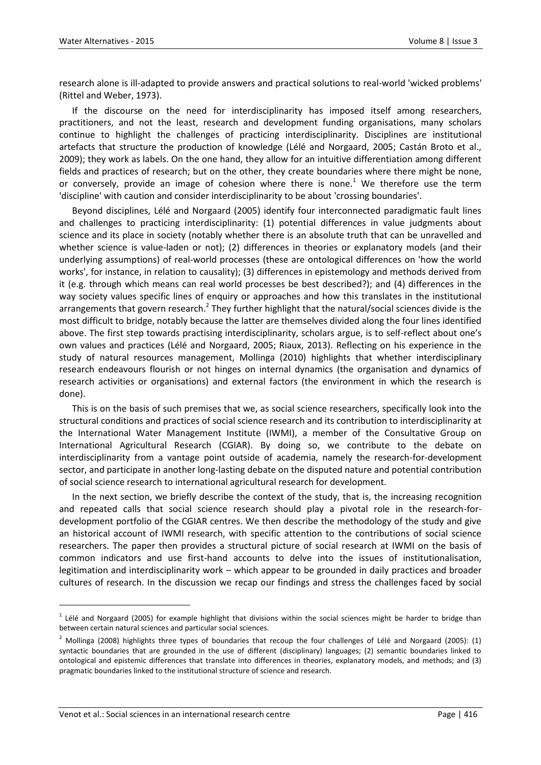research alone is ill-adapted to provide answers and practical solutions to real-world 'wicked problems' (Rittel and Weber, 1973).

If the discourse on the need for interdisciplinarity has imposed itself among researchers, practitioners, and not the least, research and development funding organisations, many scholars continue to highlight the challenges of practicing interdisciplinarity. Disciplines are institutional artefacts that structure the production of knowledge (Lélé and Norgaard, 2005; Castán Broto et al., 2009); they work as labels. On the one hand, they allow for an intuitive differentiation among different fields and practices of research; but on the other, they create boundaries where there might be none, or conversely, provide an image of cohesion where there is none.[1] We therefore use the term 'discipline' with caution and consider interdisciplinarity to be about 'crossing boundaries'.

Beyond disciplines, Lélé and Norgaard (2005) identify four interconnected paradigmatic fault lines and challenges to practicing interdisciplinarity: (1) potential differences in value judgments about science and its place in society (notably whether there is an absolute truth that can be unravelled and whether science is value-laden or not); (2) differences in theories or explanatory models (and their underlying assumptions) of real-world processes (these are ontological differences on 'how the world works', for instance, in relation to causality); (3) differences in epistemology and methods derived from it (e.g. through which means can real world processes be best described?); and (4) differences in the way society values specific lines of enquiry or approaches and how this translates in the institutional arrangements that govern research.[2] They further highlight that the natural/social sciences divide is the most difficult to bridge, notably because the latter are themselves divided along the four lines identified above. The first step towards practising interdisciplinarity, scholars argue, is to self-reflect about one's own values and practices (Lélé and Norgaard, 2005; Riaux, 2013). Reflecting on his experience in the study of natural resources management, Mollinga (2010) highlights that whether interdisciplinary research endeavours flourish or not hinges on internal dynamics (the organisation and dynamics of research activities or organisations) and external factors (the environment in which the research is done).

This is on the basis of such premises that we, as social science researchers, specifically look into the structural conditions and practices of social science research and its contribution to interdisciplinarity at the International Water Management Institute (IWMI), a member of the Consultative Group on International Agricultural Research (CGIAR). By doing so, we contribute to the debate on interdisciplinarity from a vantage point outside of academia, namely the research-for-development sector, and participate in another long-lasting debate on the disputed nature and potential contribution of social science research to international agricultural research for development.

In the next section, we briefly describe the context of the study, that is, the increasing recognition and repeated calls that social science research should play a pivotal role in the research-for-development portfolio of the CGIAR centres. We then describe the methodology of the study and give an historical account of IWMI research, with specific attention to the contributions of social science researchers. The paper then provides a structural picture of social research at IWMI on the basis of common indicators and use first-hand accounts to delve into the issues of institutionalisation, legitimation and interdisciplinarity work – which appear to be grounded in daily practices and broader cultures of research. In the discussion we recap our findings and stress the challenges faced by social

---

[1] Lélé and Norgaard (2005) for example highlight that divisions within the social sciences might be harder to bridge than between certain natural sciences and particular social sciences.

[2] Mollinga (2008) highlights three types of boundaries that recoup the four challenges of Lélé and Norgaard (2005): (1) syntactic boundaries that are grounded in the use of different (disciplinary) languages; (2) semantic boundaries linked to ontological and epistemic differences that translate into differences in theories, explanatory models, and methods; and (3) pragmatic boundaries linked to the institutional structure of science and research.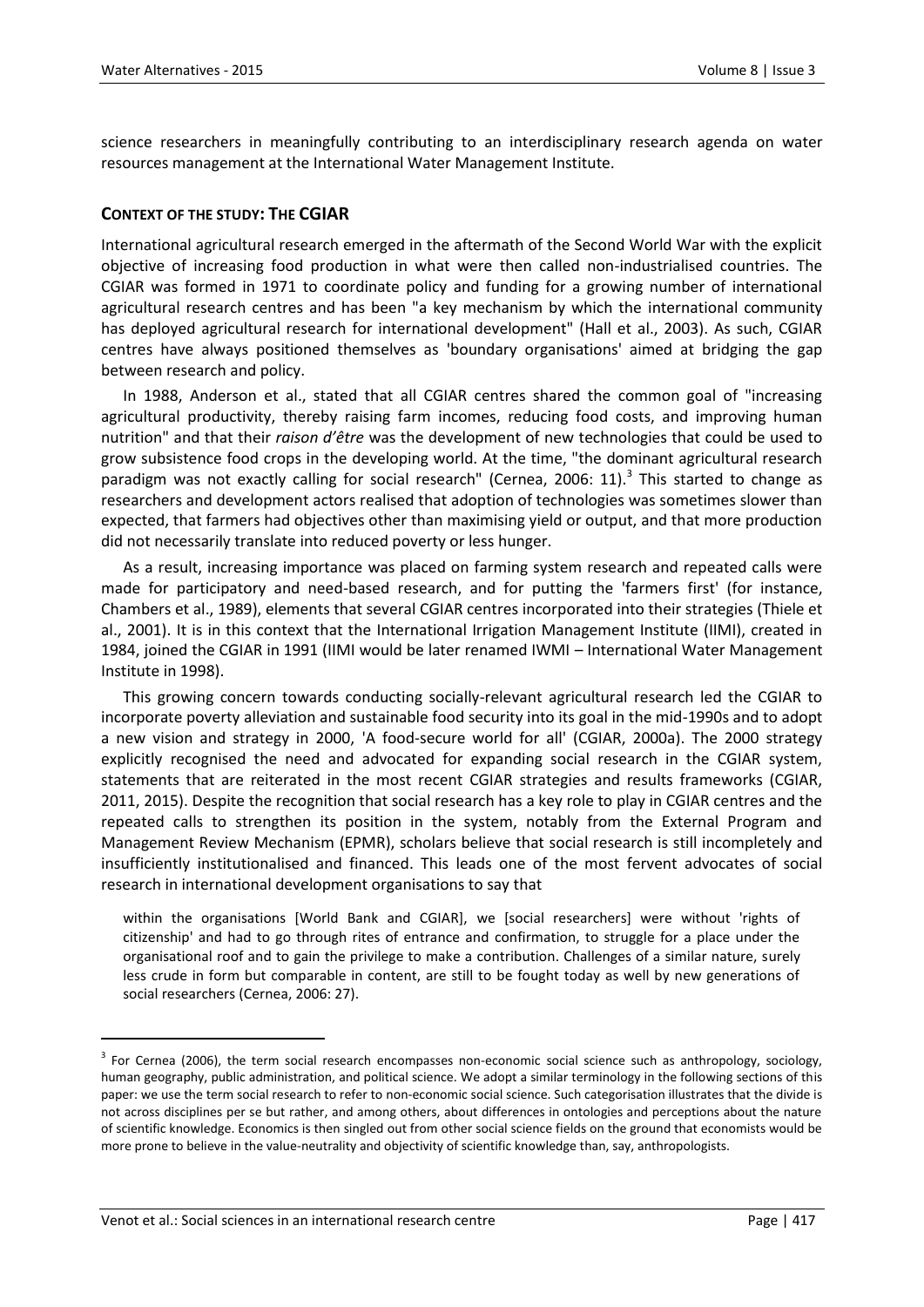science researchers in meaningfully contributing to an interdisciplinary research agenda on water resources management at the International Water Management Institute.

## CONTEXT OF THE STUDY: THE CGIAR

International agricultural research emerged in the aftermath of the Second World War with the explicit objective of increasing food production in what were then called non-industrialised countries. The CGIAR was formed in 1971 to coordinate policy and funding for a growing number of international agricultural research centres and has been "a key mechanism by which the international community has deployed agricultural research for international development" (Hall et al., 2003). As such, CGIAR centres have always positioned themselves as 'boundary organisations' aimed at bridging the gap between research and policy.

In 1988, Anderson et al., stated that all CGIAR centres shared the common goal of "increasing agricultural productivity, thereby raising farm incomes, reducing food costs, and improving human nutrition" and that their *raison d'être* was the development of new technologies that could be used to grow subsistence food crops in the developing world. At the time, "the dominant agricultural research paradigm was not exactly calling for social research" (Cernea, 2006: 11).[3] This started to change as researchers and development actors realised that adoption of technologies was sometimes slower than expected, that farmers had objectives other than maximising yield or output, and that more production did not necessarily translate into reduced poverty or less hunger.

As a result, increasing importance was placed on farming system research and repeated calls were made for participatory and need-based research, and for putting the 'farmers first' (for instance, Chambers et al., 1989), elements that several CGIAR centres incorporated into their strategies (Thiele et al., 2001). It is in this context that the International Irrigation Management Institute (IIMI), created in 1984, joined the CGIAR in 1991 (IIMI would be later renamed IWMI – International Water Management Institute in 1998).

This growing concern towards conducting socially-relevant agricultural research led the CGIAR to incorporate poverty alleviation and sustainable food security into its goal in the mid-1990s and to adopt a new vision and strategy in 2000, 'A food-secure world for all' (CGIAR, 2000a). The 2000 strategy explicitly recognised the need and advocated for expanding social research in the CGIAR system, statements that are reiterated in the most recent CGIAR strategies and results frameworks (CGIAR, 2011, 2015). Despite the recognition that social research has a key role to play in CGIAR centres and the repeated calls to strengthen its position in the system, notably from the External Program and Management Review Mechanism (EPMR), scholars believe that social research is still incompletely and insufficiently institutionalised and financed. This leads one of the most fervent advocates of social research in international development organisations to say that

> within the organisations [World Bank and CGIAR], we [social researchers] were without 'rights of citizenship' and had to go through rites of entrance and confirmation, to struggle for a place under the organisational roof and to gain the privilege to make a contribution. Challenges of a similar nature, surely less crude in form but comparable in content, are still to be fought today as well by new generations of social researchers (Cernea, 2006: 27).

---

[3] For Cernea (2006), the term social research encompasses non-economic social science such as anthropology, sociology, human geography, public administration, and political science. We adopt a similar terminology in the following sections of this paper: we use the term social research to refer to non-economic social science. Such categorisation illustrates that the divide is not across disciplines per se but rather, and among others, about differences in ontologies and perceptions about the nature of scientific knowledge. Economics is then singled out from other social science fields on the ground that economists would be more prone to believe in the value-neutrality and objectivity of scientific knowledge than, say, anthropologists.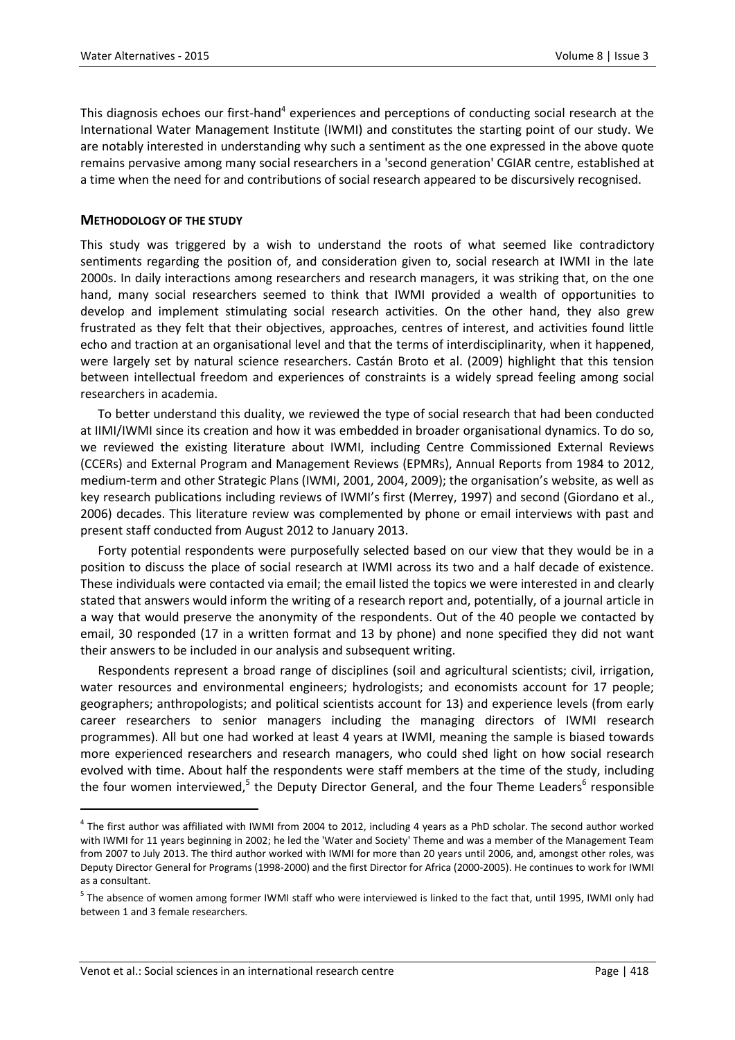This diagnosis echoes our first-hand[4] experiences and perceptions of conducting social research at the International Water Management Institute (IWMI) and constitutes the starting point of our study. We are notably interested in understanding why such a sentiment as the one expressed in the above quote remains pervasive among many social researchers in a 'second generation' CGIAR centre, established at a time when the need for and contributions of social research appeared to be discursively recognised.

## METHODOLOGY OF THE STUDY

This study was triggered by a wish to understand the roots of what seemed like contradictory sentiments regarding the position of, and consideration given to, social research at IWMI in the late 2000s. In daily interactions among researchers and research managers, it was striking that, on the one hand, many social researchers seemed to think that IWMI provided a wealth of opportunities to develop and implement stimulating social research activities. On the other hand, they also grew frustrated as they felt that their objectives, approaches, centres of interest, and activities found little echo and traction at an organisational level and that the terms of interdisciplinarity, when it happened, were largely set by natural science researchers. Castán Broto et al. (2009) highlight that this tension between intellectual freedom and experiences of constraints is a widely spread feeling among social researchers in academia.

To better understand this duality, we reviewed the type of social research that had been conducted at IIMI/IWMI since its creation and how it was embedded in broader organisational dynamics. To do so, we reviewed the existing literature about IWMI, including Centre Commissioned External Reviews (CCERs) and External Program and Management Reviews (EPMRs), Annual Reports from 1984 to 2012, medium-term and other Strategic Plans (IWMI, 2001, 2004, 2009); the organisation's website, as well as key research publications including reviews of IWMI's first (Merrey, 1997) and second (Giordano et al., 2006) decades. This literature review was complemented by phone or email interviews with past and present staff conducted from August 2012 to January 2013.

Forty potential respondents were purposefully selected based on our view that they would be in a position to discuss the place of social research at IWMI across its two and a half decade of existence. These individuals were contacted via email; the email listed the topics we were interested in and clearly stated that answers would inform the writing of a research report and, potentially, of a journal article in a way that would preserve the anonymity of the respondents. Out of the 40 people we contacted by email, 30 responded (17 in a written format and 13 by phone) and none specified they did not want their answers to be included in our analysis and subsequent writing.

Respondents represent a broad range of disciplines (soil and agricultural scientists; civil, irrigation, water resources and environmental engineers; hydrologists; and economists account for 17 people; geographers; anthropologists; and political scientists account for 13) and experience levels (from early career researchers to senior managers including the managing directors of IWMI research programmes). All but one had worked at least 4 years at IWMI, meaning the sample is biased towards more experienced researchers and research managers, who could shed light on how social research evolved with time. About half the respondents were staff members at the time of the study, including the four women interviewed,[5] the Deputy Director General, and the four Theme Leaders[6] responsible

---

[4] The first author was affiliated with IWMI from 2004 to 2012, including 4 years as a PhD scholar. The second author worked with IWMI for 11 years beginning in 2002; he led the 'Water and Society' Theme and was a member of the Management Team from 2007 to July 2013. The third author worked with IWMI for more than 20 years until 2006, and, amongst other roles, was Deputy Director General for Programs (1998-2000) and the first Director for Africa (2000-2005). He continues to work for IWMI as a consultant.

[5] The absence of women among former IWMI staff who were interviewed is linked to the fact that, until 1995, IWMI only had between 1 and 3 female researchers.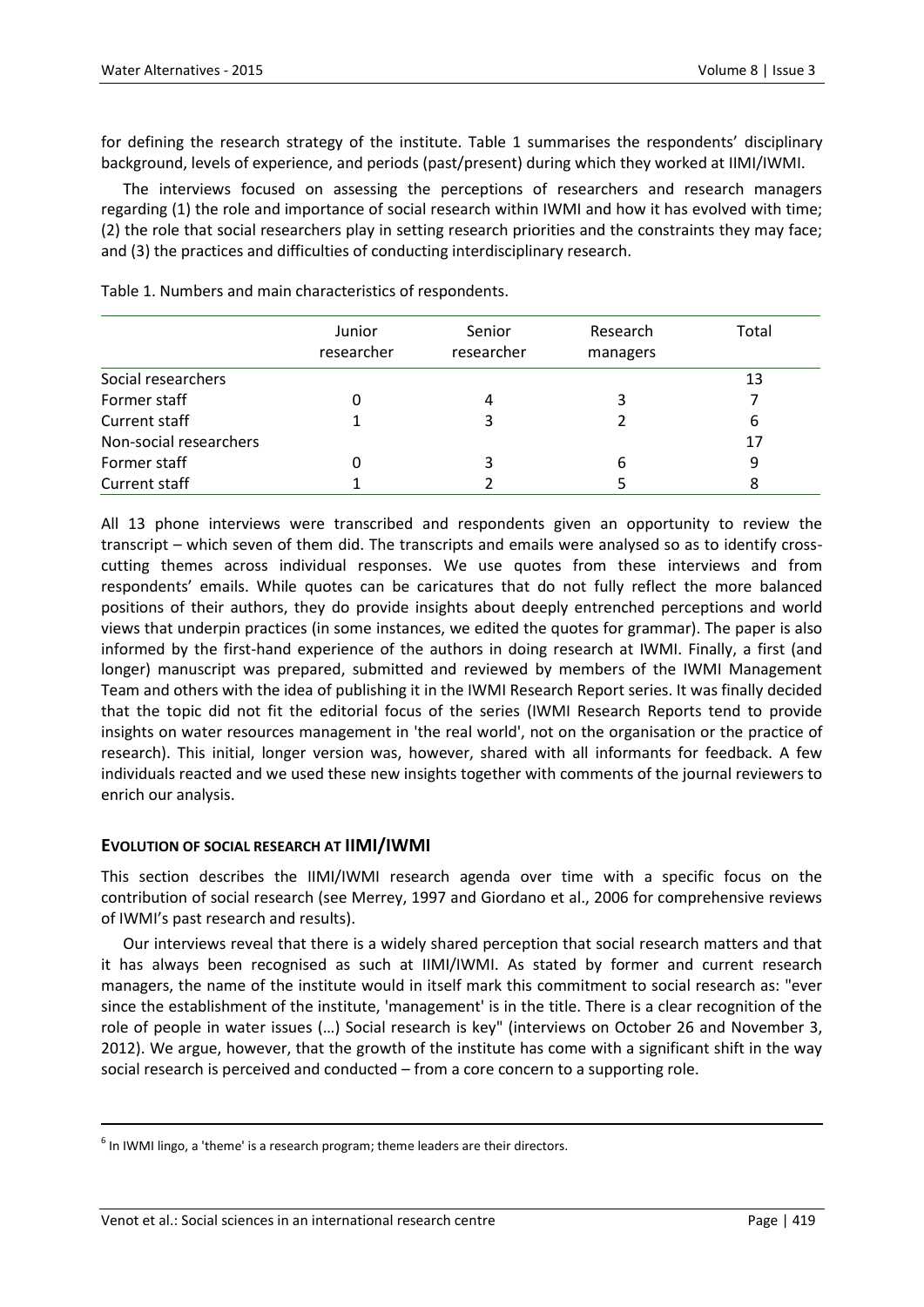for defining the research strategy of the institute. Table 1 summarises the respondents' disciplinary background, levels of experience, and periods (past/present) during which they worked at IIMI/IWMI.

The interviews focused on assessing the perceptions of researchers and research managers regarding (1) the role and importance of social research within IWMI and how it has evolved with time; (2) the role that social researchers play in setting research priorities and the constraints they may face; and (3) the practices and difficulties of conducting interdisciplinary research.

Table 1. Numbers and main characteristics of respondents.

| | Junior researcher | Senior researcher | Research managers | Total |
|---|---|---|---|---|
| Social researchers | | | | 13 |
| Former staff | 0 | 4 | 3 | 7 |
| Current staff | 1 | 3 | 2 | 6 |
| Non-social researchers | | | | 17 |
| Former staff | 0 | 3 | 6 | 9 |
| Current staff | 1 | 2 | 5 | 8 |

All 13 phone interviews were transcribed and respondents given an opportunity to review the transcript – which seven of them did. The transcripts and emails were analysed so as to identify cross-cutting themes across individual responses. We use quotes from these interviews and from respondents' emails. While quotes can be caricatures that do not fully reflect the more balanced positions of their authors, they do provide insights about deeply entrenched perceptions and world views that underpin practices (in some instances, we edited the quotes for grammar). The paper is also informed by the first-hand experience of the authors in doing research at IWMI. Finally, a first (and longer) manuscript was prepared, submitted and reviewed by members of the IWMI Management Team and others with the idea of publishing it in the IWMI Research Report series. It was finally decided that the topic did not fit the editorial focus of the series (IWMI Research Reports tend to provide insights on water resources management in 'the real world', not on the organisation or the practice of research). This initial, longer version was, however, shared with all informants for feedback. A few individuals reacted and we used these new insights together with comments of the journal reviewers to enrich our analysis.

## EVOLUTION OF SOCIAL RESEARCH AT IIMI/IWMI

This section describes the IIMI/IWMI research agenda over time with a specific focus on the contribution of social research (see Merrey, 1997 and Giordano et al., 2006 for comprehensive reviews of IWMI's past research and results).

Our interviews reveal that there is a widely shared perception that social research matters and that it has always been recognised as such at IIMI/IWMI. As stated by former and current research managers, the name of the institute would in itself mark this commitment to social research as: "ever since the establishment of the institute, 'management' is in the title. There is a clear recognition of the role of people in water issues (…) Social research is key" (interviews on October 26 and November 3, 2012). We argue, however, that the growth of the institute has come with a significant shift in the way social research is perceived and conducted – from a core concern to a supporting role.

---

[6] In IWMI lingo, a 'theme' is a research program; theme leaders are their directors.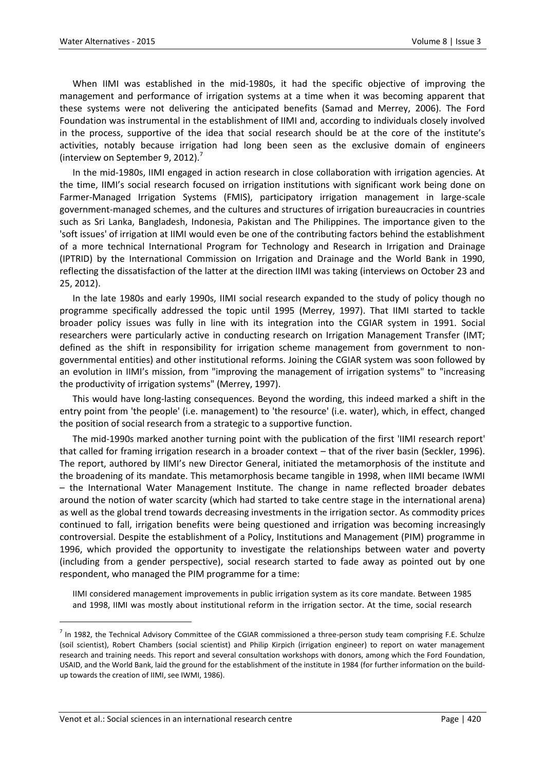When IIMI was established in the mid-1980s, it had the specific objective of improving the management and performance of irrigation systems at a time when it was becoming apparent that these systems were not delivering the anticipated benefits (Samad and Merrey, 2006). The Ford Foundation was instrumental in the establishment of IIMI and, according to individuals closely involved in the process, supportive of the idea that social research should be at the core of the institute's activities, notably because irrigation had long been seen as the exclusive domain of engineers (interview on September 9, 2012).[7]

In the mid-1980s, IIMI engaged in action research in close collaboration with irrigation agencies. At the time, IIMI's social research focused on irrigation institutions with significant work being done on Farmer-Managed Irrigation Systems (FMIS), participatory irrigation management in large-scale government-managed schemes, and the cultures and structures of irrigation bureaucracies in countries such as Sri Lanka, Bangladesh, Indonesia, Pakistan and The Philippines. The importance given to the 'soft issues' of irrigation at IIMI would even be one of the contributing factors behind the establishment of a more technical International Program for Technology and Research in Irrigation and Drainage (IPTRID) by the International Commission on Irrigation and Drainage and the World Bank in 1990, reflecting the dissatisfaction of the latter at the direction IIMI was taking (interviews on October 23 and 25, 2012).

In the late 1980s and early 1990s, IIMI social research expanded to the study of policy though no programme specifically addressed the topic until 1995 (Merrey, 1997). That IIMI started to tackle broader policy issues was fully in line with its integration into the CGIAR system in 1991. Social researchers were particularly active in conducting research on Irrigation Management Transfer (IMT; defined as the shift in responsibility for irrigation scheme management from government to non-governmental entities) and other institutional reforms. Joining the CGIAR system was soon followed by an evolution in IIMI's mission, from "improving the management of irrigation systems" to "increasing the productivity of irrigation systems" (Merrey, 1997).

This would have long-lasting consequences. Beyond the wording, this indeed marked a shift in the entry point from 'the people' (i.e. management) to 'the resource' (i.e. water), which, in effect, changed the position of social research from a strategic to a supportive function.

The mid-1990s marked another turning point with the publication of the first 'IIMI research report' that called for framing irrigation research in a broader context – that of the river basin (Seckler, 1996). The report, authored by IIMI's new Director General, initiated the metamorphosis of the institute and the broadening of its mandate. This metamorphosis became tangible in 1998, when IIMI became IWMI – the International Water Management Institute. The change in name reflected broader debates around the notion of water scarcity (which had started to take centre stage in the international arena) as well as the global trend towards decreasing investments in the irrigation sector. As commodity prices continued to fall, irrigation benefits were being questioned and irrigation was becoming increasingly controversial. Despite the establishment of a Policy, Institutions and Management (PIM) programme in 1996, which provided the opportunity to investigate the relationships between water and poverty (including from a gender perspective), social research started to fade away as pointed out by one respondent, who managed the PIM programme for a time:

> IIMI considered management improvements in public irrigation system as its core mandate. Between 1985 and 1998, IIMI was mostly about institutional reform in the irrigation sector. At the time, social research

[7] In 1982, the Technical Advisory Committee of the CGIAR commissioned a three-person study team comprising F.E. Schulze (soil scientist), Robert Chambers (social scientist) and Philip Kirpich (irrigation engineer) to report on water management research and training needs. This report and several consultation workshops with donors, among which the Ford Foundation, USAID, and the World Bank, laid the ground for the establishment of the institute in 1984 (for further information on the build-up towards the creation of IIMI, see IWMI, 1986).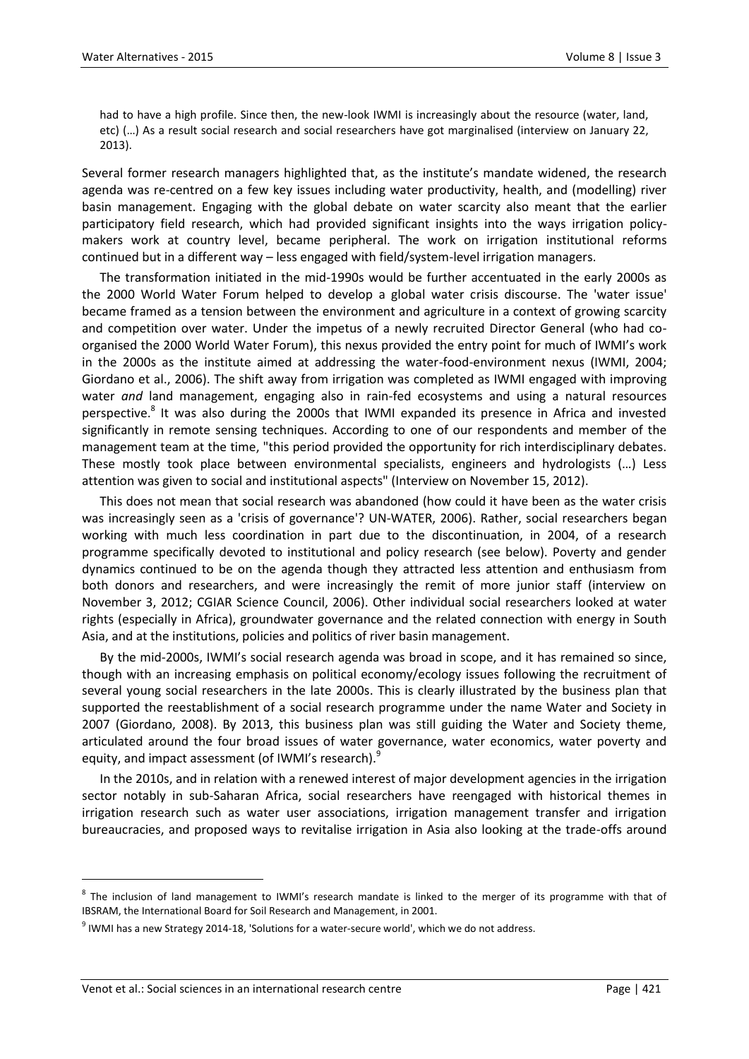had to have a high profile. Since then, the new-look IWMI is increasingly about the resource (water, land, etc) (…) As a result social research and social researchers have got marginalised (interview on January 22, 2013).

Several former research managers highlighted that, as the institute's mandate widened, the research agenda was re-centred on a few key issues including water productivity, health, and (modelling) river basin management. Engaging with the global debate on water scarcity also meant that the earlier participatory field research, which had provided significant insights into the ways irrigation policy-makers work at country level, became peripheral. The work on irrigation institutional reforms continued but in a different way – less engaged with field/system-level irrigation managers.

The transformation initiated in the mid-1990s would be further accentuated in the early 2000s as the 2000 World Water Forum helped to develop a global water crisis discourse. The 'water issue' became framed as a tension between the environment and agriculture in a context of growing scarcity and competition over water. Under the impetus of a newly recruited Director General (who had co-organised the 2000 World Water Forum), this nexus provided the entry point for much of IWMI's work in the 2000s as the institute aimed at addressing the water-food-environment nexus (IWMI, 2004; Giordano et al., 2006). The shift away from irrigation was completed as IWMI engaged with improving water *and* land management, engaging also in rain-fed ecosystems and using a natural resources perspective.[8] It was also during the 2000s that IWMI expanded its presence in Africa and invested significantly in remote sensing techniques. According to one of our respondents and member of the management team at the time, "this period provided the opportunity for rich interdisciplinary debates. These mostly took place between environmental specialists, engineers and hydrologists (…) Less attention was given to social and institutional aspects" (Interview on November 15, 2012).

This does not mean that social research was abandoned (how could it have been as the water crisis was increasingly seen as a 'crisis of governance'? UN-WATER, 2006). Rather, social researchers began working with much less coordination in part due to the discontinuation, in 2004, of a research programme specifically devoted to institutional and policy research (see below). Poverty and gender dynamics continued to be on the agenda though they attracted less attention and enthusiasm from both donors and researchers, and were increasingly the remit of more junior staff (interview on November 3, 2012; CGIAR Science Council, 2006). Other individual social researchers looked at water rights (especially in Africa), groundwater governance and the related connection with energy in South Asia, and at the institutions, policies and politics of river basin management.

By the mid-2000s, IWMI's social research agenda was broad in scope, and it has remained so since, though with an increasing emphasis on political economy/ecology issues following the recruitment of several young social researchers in the late 2000s. This is clearly illustrated by the business plan that supported the reestablishment of a social research programme under the name Water and Society in 2007 (Giordano, 2008). By 2013, this business plan was still guiding the Water and Society theme, articulated around the four broad issues of water governance, water economics, water poverty and equity, and impact assessment (of IWMI's research).[9]

In the 2010s, and in relation with a renewed interest of major development agencies in the irrigation sector notably in sub-Saharan Africa, social researchers have reengaged with historical themes in irrigation research such as water user associations, irrigation management transfer and irrigation bureaucracies, and proposed ways to revitalise irrigation in Asia also looking at the trade-offs around

---

[8] The inclusion of land management to IWMI's research mandate is linked to the merger of its programme with that of IBSRAM, the International Board for Soil Research and Management, in 2001.

[9] IWMI has a new Strategy 2014-18, 'Solutions for a water-secure world', which we do not address.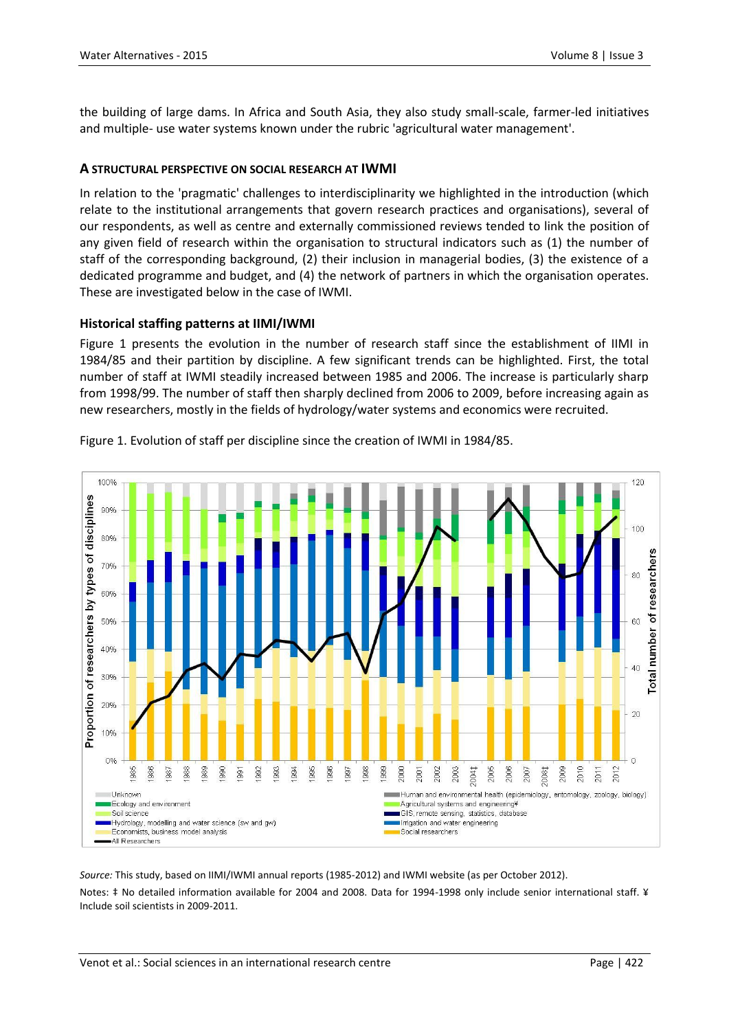the building of large dams. In Africa and South Asia, they also study small-scale, farmer-led initiatives and multiple- use water systems known under the rubric 'agricultural water management'.

## A STRUCTURAL PERSPECTIVE ON SOCIAL RESEARCH AT IWMI

In relation to the 'pragmatic' challenges to interdisciplinarity we highlighted in the introduction (which relate to the institutional arrangements that govern research practices and organisations), several of our respondents, as well as centre and externally commissioned reviews tended to link the position of any given field of research within the organisation to structural indicators such as (1) the number of staff of the corresponding background, (2) their inclusion in managerial bodies, (3) the existence of a dedicated programme and budget, and (4) the network of partners in which the organisation operates. These are investigated below in the case of IWMI.

### Historical staffing patterns at IIMI/IWMI

Figure 1 presents the evolution in the number of research staff since the establishment of IIMI in 1984/85 and their partition by discipline. A few significant trends can be highlighted. First, the total number of staff at IWMI steadily increased between 1985 and 2006. The increase is particularly sharp from 1998/99. The number of staff then sharply declined from 2006 to 2009, before increasing again as new researchers, mostly in the fields of hydrology/water systems and economics were recruited.

Figure 1. Evolution of staff per discipline since the creation of IWMI in 1984/85.

*Source:* This study, based on IIMI/IWMI annual reports (1985-2012) and IWMI website (as per October 2012).

Notes: ‡ No detailed information available for 2004 and 2008. Data for 1994-1998 only include senior international staff. ¥ Include soil scientists in 2009-2011.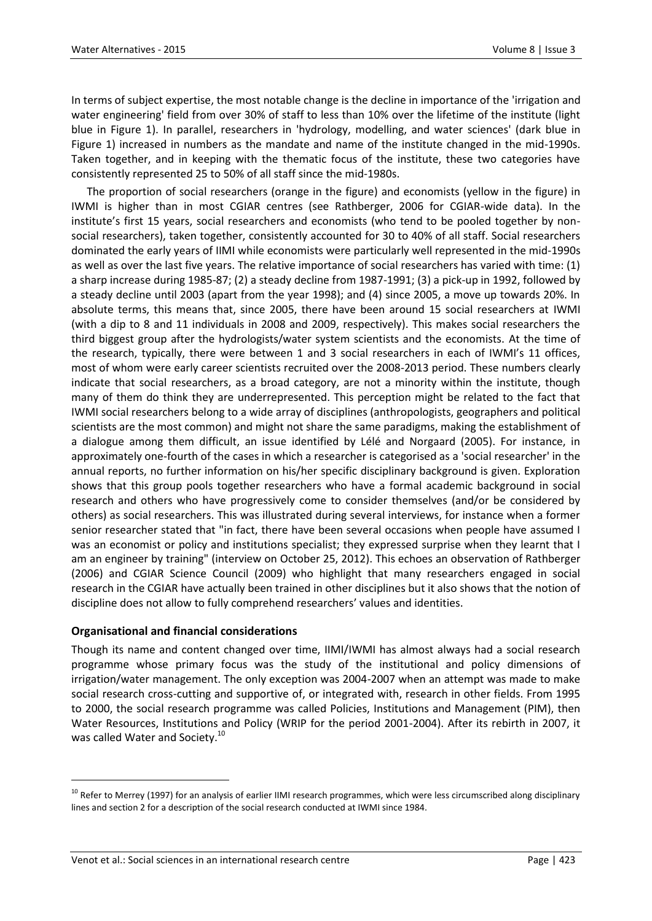In terms of subject expertise, the most notable change is the decline in importance of the 'irrigation and water engineering' field from over 30% of staff to less than 10% over the lifetime of the institute (light blue in Figure 1). In parallel, researchers in 'hydrology, modelling, and water sciences' (dark blue in Figure 1) increased in numbers as the mandate and name of the institute changed in the mid-1990s. Taken together, and in keeping with the thematic focus of the institute, these two categories have consistently represented 25 to 50% of all staff since the mid-1980s.

The proportion of social researchers (orange in the figure) and economists (yellow in the figure) in IWMI is higher than in most CGIAR centres (see Rathberger, 2006 for CGIAR-wide data). In the institute's first 15 years, social researchers and economists (who tend to be pooled together by non-social researchers), taken together, consistently accounted for 30 to 40% of all staff. Social researchers dominated the early years of IIMI while economists were particularly well represented in the mid-1990s as well as over the last five years. The relative importance of social researchers has varied with time: (1) a sharp increase during 1985-87; (2) a steady decline from 1987-1991; (3) a pick-up in 1992, followed by a steady decline until 2003 (apart from the year 1998); and (4) since 2005, a move up towards 20%. In absolute terms, this means that, since 2005, there have been around 15 social researchers at IWMI (with a dip to 8 and 11 individuals in 2008 and 2009, respectively). This makes social researchers the third biggest group after the hydrologists/water system scientists and the economists. At the time of the research, typically, there were between 1 and 3 social researchers in each of IWMI's 11 offices, most of whom were early career scientists recruited over the 2008-2013 period. These numbers clearly indicate that social researchers, as a broad category, are not a minority within the institute, though many of them do think they are underrepresented. This perception might be related to the fact that IWMI social researchers belong to a wide array of disciplines (anthropologists, geographers and political scientists are the most common) and might not share the same paradigms, making the establishment of a dialogue among them difficult, an issue identified by Lélé and Norgaard (2005). For instance, in approximately one-fourth of the cases in which a researcher is categorised as a 'social researcher' in the annual reports, no further information on his/her specific disciplinary background is given. Exploration shows that this group pools together researchers who have a formal academic background in social research and others who have progressively come to consider themselves (and/or be considered by others) as social researchers. This was illustrated during several interviews, for instance when a former senior researcher stated that "in fact, there have been several occasions when people have assumed I was an economist or policy and institutions specialist; they expressed surprise when they learnt that I am an engineer by training" (interview on October 25, 2012). This echoes an observation of Rathberger (2006) and CGIAR Science Council (2009) who highlight that many researchers engaged in social research in the CGIAR have actually been trained in other disciplines but it also shows that the notion of discipline does not allow to fully comprehend researchers' values and identities.

### Organisational and financial considerations

Though its name and content changed over time, IIMI/IWMI has almost always had a social research programme whose primary focus was the study of the institutional and policy dimensions of irrigation/water management. The only exception was 2004-2007 when an attempt was made to make social research cross-cutting and supportive of, or integrated with, research in other fields. From 1995 to 2000, the social research programme was called Policies, Institutions and Management (PIM), then Water Resources, Institutions and Policy (WRIP for the period 2001-2004). After its rebirth in 2007, it was called Water and Society.[10]

[10] Refer to Merrey (1997) for an analysis of earlier IIMI research programmes, which were less circumscribed along disciplinary lines and section 2 for a description of the social research conducted at IWMI since 1984.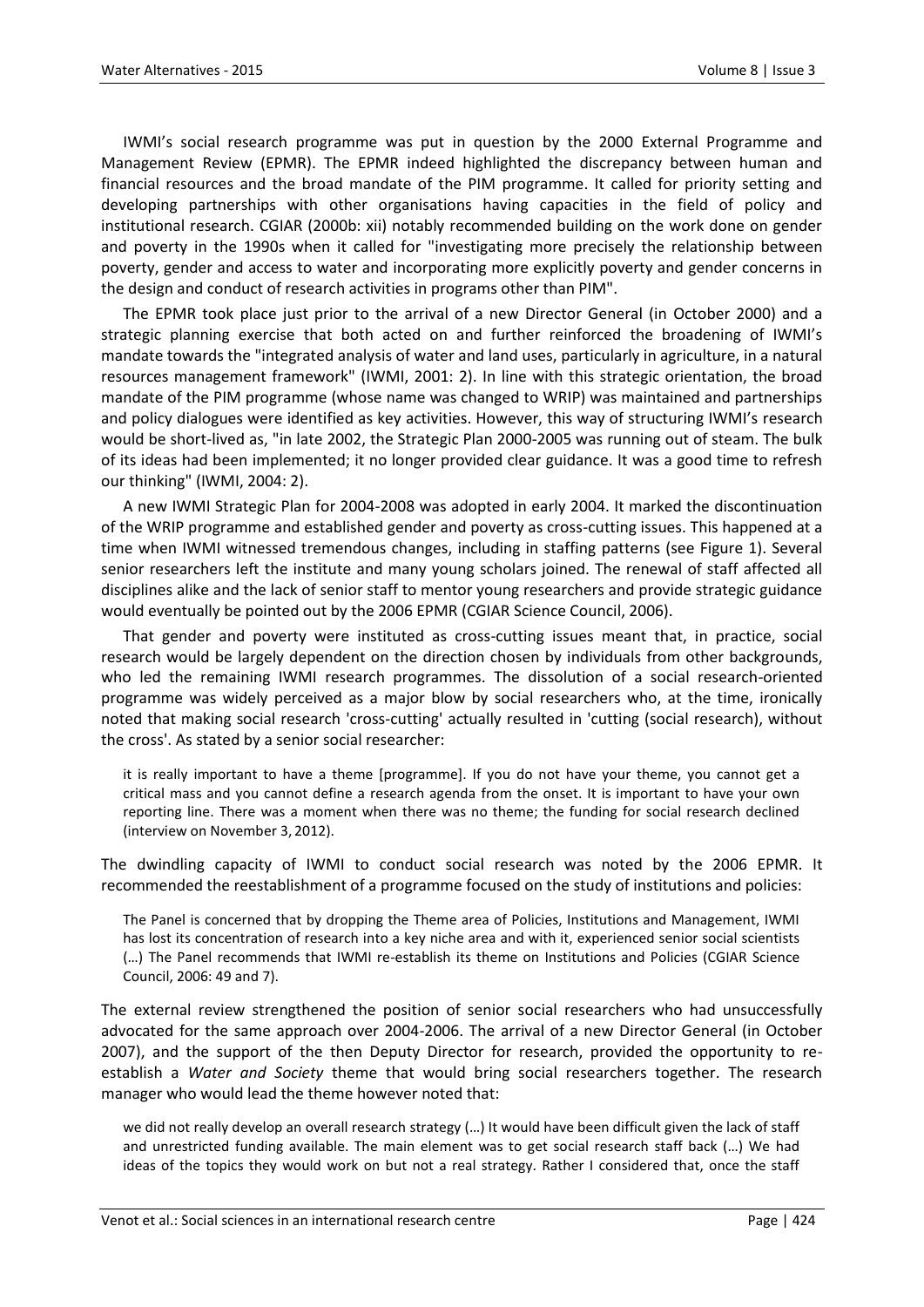IWMI's social research programme was put in question by the 2000 External Programme and Management Review (EPMR). The EPMR indeed highlighted the discrepancy between human and financial resources and the broad mandate of the PIM programme. It called for priority setting and developing partnerships with other organisations having capacities in the field of policy and institutional research. CGIAR (2000b: xii) notably recommended building on the work done on gender and poverty in the 1990s when it called for "investigating more precisely the relationship between poverty, gender and access to water and incorporating more explicitly poverty and gender concerns in the design and conduct of research activities in programs other than PIM".

The EPMR took place just prior to the arrival of a new Director General (in October 2000) and a strategic planning exercise that both acted on and further reinforced the broadening of IWMI's mandate towards the "integrated analysis of water and land uses, particularly in agriculture, in a natural resources management framework" (IWMI, 2001: 2). In line with this strategic orientation, the broad mandate of the PIM programme (whose name was changed to WRIP) was maintained and partnerships and policy dialogues were identified as key activities. However, this way of structuring IWMI's research would be short-lived as, "in late 2002, the Strategic Plan 2000-2005 was running out of steam. The bulk of its ideas had been implemented; it no longer provided clear guidance. It was a good time to refresh our thinking" (IWMI, 2004: 2).

A new IWMI Strategic Plan for 2004-2008 was adopted in early 2004. It marked the discontinuation of the WRIP programme and established gender and poverty as cross-cutting issues. This happened at a time when IWMI witnessed tremendous changes, including in staffing patterns (see Figure 1). Several senior researchers left the institute and many young scholars joined. The renewal of staff affected all disciplines alike and the lack of senior staff to mentor young researchers and provide strategic guidance would eventually be pointed out by the 2006 EPMR (CGIAR Science Council, 2006).

That gender and poverty were instituted as cross-cutting issues meant that, in practice, social research would be largely dependent on the direction chosen by individuals from other backgrounds, who led the remaining IWMI research programmes. The dissolution of a social research-oriented programme was widely perceived as a major blow by social researchers who, at the time, ironically noted that making social research 'cross-cutting' actually resulted in 'cutting (social research), without the cross'. As stated by a senior social researcher:

> it is really important to have a theme [programme]. If you do not have your theme, you cannot get a critical mass and you cannot define a research agenda from the onset. It is important to have your own reporting line. There was a moment when there was no theme; the funding for social research declined (interview on November 3, 2012).

The dwindling capacity of IWMI to conduct social research was noted by the 2006 EPMR. It recommended the reestablishment of a programme focused on the study of institutions and policies:

> The Panel is concerned that by dropping the Theme area of Policies, Institutions and Management, IWMI has lost its concentration of research into a key niche area and with it, experienced senior social scientists (…) The Panel recommends that IWMI re-establish its theme on Institutions and Policies (CGIAR Science Council, 2006: 49 and 7).

The external review strengthened the position of senior social researchers who had unsuccessfully advocated for the same approach over 2004-2006. The arrival of a new Director General (in October 2007), and the support of the then Deputy Director for research, provided the opportunity to re-establish a *Water and Society* theme that would bring social researchers together. The research manager who would lead the theme however noted that:

> we did not really develop an overall research strategy (…) It would have been difficult given the lack of staff and unrestricted funding available. The main element was to get social research staff back (…) We had ideas of the topics they would work on but not a real strategy. Rather I considered that, once the staff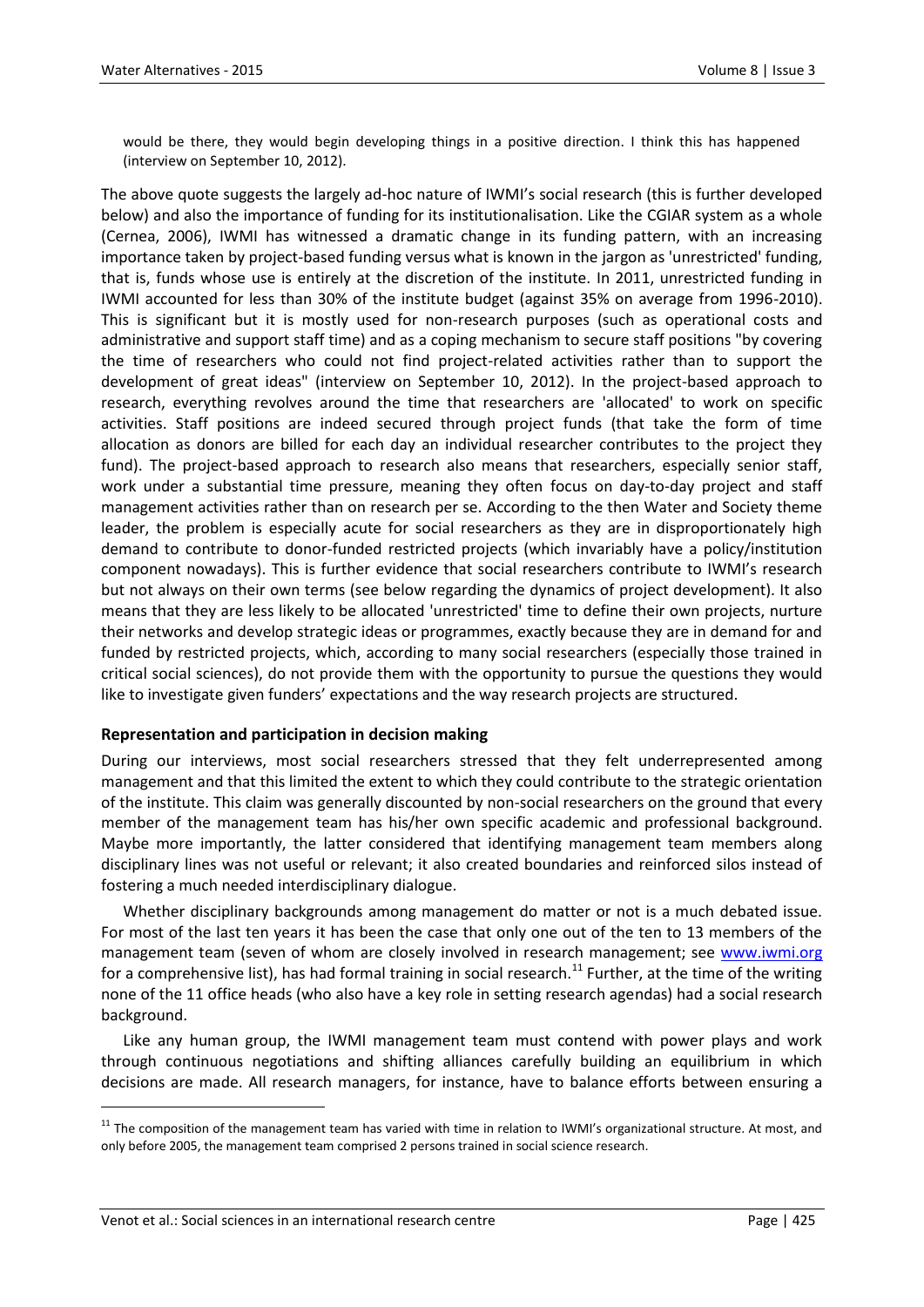> would be there, they would begin developing things in a positive direction. I think this has happened (interview on September 10, 2012).

The above quote suggests the largely ad-hoc nature of IWMI's social research (this is further developed below) and also the importance of funding for its institutionalisation. Like the CGIAR system as a whole (Cernea, 2006), IWMI has witnessed a dramatic change in its funding pattern, with an increasing importance taken by project-based funding versus what is known in the jargon as 'unrestricted' funding, that is, funds whose use is entirely at the discretion of the institute. In 2011, unrestricted funding in IWMI accounted for less than 30% of the institute budget (against 35% on average from 1996-2010). This is significant but it is mostly used for non-research purposes (such as operational costs and administrative and support staff time) and as a coping mechanism to secure staff positions "by covering the time of researchers who could not find project-related activities rather than to support the development of great ideas" (interview on September 10, 2012). In the project-based approach to research, everything revolves around the time that researchers are 'allocated' to work on specific activities. Staff positions are indeed secured through project funds (that take the form of time allocation as donors are billed for each day an individual researcher contributes to the project they fund). The project-based approach to research also means that researchers, especially senior staff, work under a substantial time pressure, meaning they often focus on day-to-day project and staff management activities rather than on research per se. According to the then Water and Society theme leader, the problem is especially acute for social researchers as they are in disproportionately high demand to contribute to donor-funded restricted projects (which invariably have a policy/institution component nowadays). This is further evidence that social researchers contribute to IWMI's research but not always on their own terms (see below regarding the dynamics of project development). It also means that they are less likely to be allocated 'unrestricted' time to define their own projects, nurture their networks and develop strategic ideas or programmes, exactly because they are in demand for and funded by restricted projects, which, according to many social researchers (especially those trained in critical social sciences), do not provide them with the opportunity to pursue the questions they would like to investigate given funders' expectations and the way research projects are structured.

**Representation and participation in decision making**

During our interviews, most social researchers stressed that they felt underrepresented among management and that this limited the extent to which they could contribute to the strategic orientation of the institute. This claim was generally discounted by non-social researchers on the ground that every member of the management team has his/her own specific academic and professional background. Maybe more importantly, the latter considered that identifying management team members along disciplinary lines was not useful or relevant; it also created boundaries and reinforced silos instead of fostering a much needed interdisciplinary dialogue.

Whether disciplinary backgrounds among management do matter or not is a much debated issue. For most of the last ten years it has been the case that only one out of the ten to 13 members of the management team (seven of whom are closely involved in research management; see www.iwmi.org for a comprehensive list), has had formal training in social research.[11] Further, at the time of the writing none of the 11 office heads (who also have a key role in setting research agendas) had a social research background.

Like any human group, the IWMI management team must contend with power plays and work through continuous negotiations and shifting alliances carefully building an equilibrium in which decisions are made. All research managers, for instance, have to balance efforts between ensuring a

[11] The composition of the management team has varied with time in relation to IWMI's organizational structure. At most, and only before 2005, the management team comprised 2 persons trained in social science research.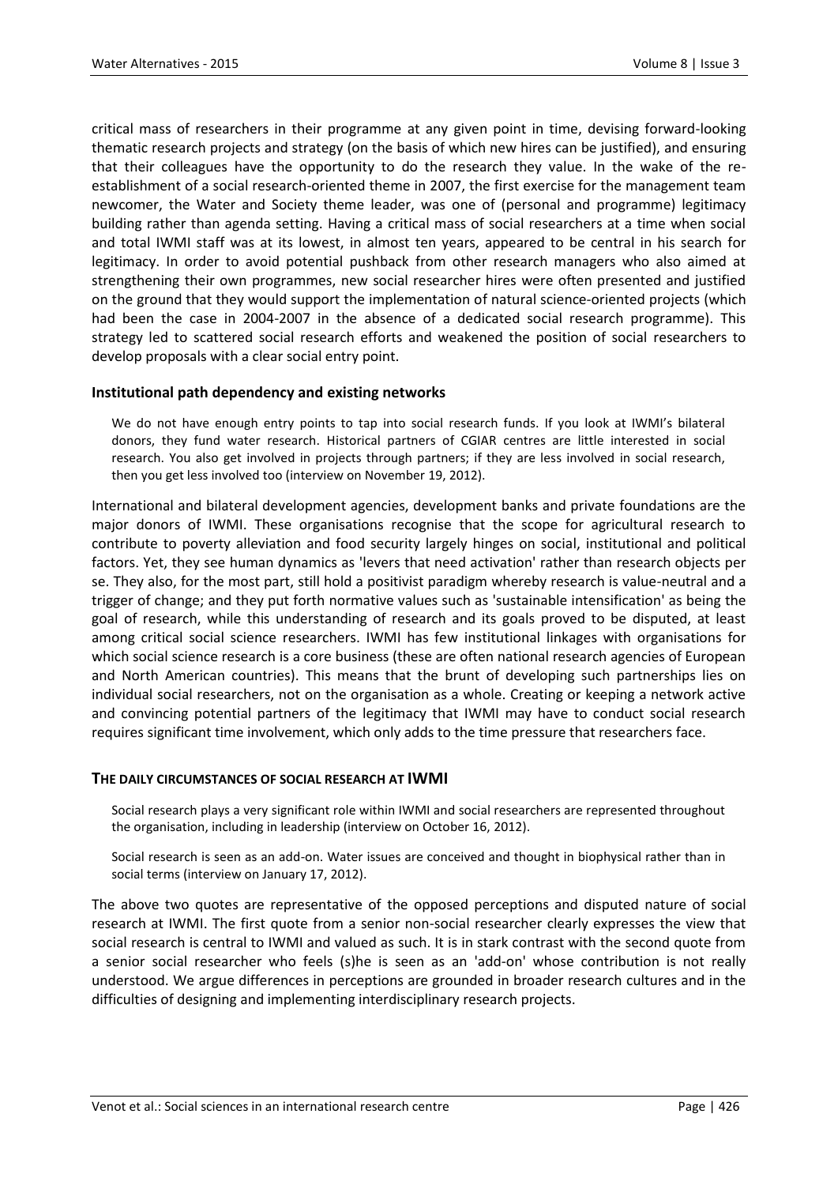critical mass of researchers in their programme at any given point in time, devising forward-looking thematic research projects and strategy (on the basis of which new hires can be justified), and ensuring that their colleagues have the opportunity to do the research they value. In the wake of the re-establishment of a social research-oriented theme in 2007, the first exercise for the management team newcomer, the Water and Society theme leader, was one of (personal and programme) legitimacy building rather than agenda setting. Having a critical mass of social researchers at a time when social and total IWMI staff was at its lowest, in almost ten years, appeared to be central in his search for legitimacy. In order to avoid potential pushback from other research managers who also aimed at strengthening their own programmes, new social researcher hires were often presented and justified on the ground that they would support the implementation of natural science-oriented projects (which had been the case in 2004-2007 in the absence of a dedicated social research programme). This strategy led to scattered social research efforts and weakened the position of social researchers to develop proposals with a clear social entry point.

### Institutional path dependency and existing networks

> We do not have enough entry points to tap into social research funds. If you look at IWMI's bilateral donors, they fund water research. Historical partners of CGIAR centres are little interested in social research. You also get involved in projects through partners; if they are less involved in social research, then you get less involved too (interview on November 19, 2012).

International and bilateral development agencies, development banks and private foundations are the major donors of IWMI. These organisations recognise that the scope for agricultural research to contribute to poverty alleviation and food security largely hinges on social, institutional and political factors. Yet, they see human dynamics as 'levers that need activation' rather than research objects per se. They also, for the most part, still hold a positivist paradigm whereby research is value-neutral and a trigger of change; and they put forth normative values such as 'sustainable intensification' as being the goal of research, while this understanding of research and its goals proved to be disputed, at least among critical social science researchers. IWMI has few institutional linkages with organisations for which social science research is a core business (these are often national research agencies of European and North American countries). This means that the brunt of developing such partnerships lies on individual social researchers, not on the organisation as a whole. Creating or keeping a network active and convincing potential partners of the legitimacy that IWMI may have to conduct social research requires significant time involvement, which only adds to the time pressure that researchers face.

## THE DAILY CIRCUMSTANCES OF SOCIAL RESEARCH AT IWMI

> Social research plays a very significant role within IWMI and social researchers are represented throughout the organisation, including in leadership (interview on October 16, 2012).

> Social research is seen as an add-on. Water issues are conceived and thought in biophysical rather than in social terms (interview on January 17, 2012).

The above two quotes are representative of the opposed perceptions and disputed nature of social research at IWMI. The first quote from a senior non-social researcher clearly expresses the view that social research is central to IWMI and valued as such. It is in stark contrast with the second quote from a senior social researcher who feels (s)he is seen as an 'add-on' whose contribution is not really understood. We argue differences in perceptions are grounded in broader research cultures and in the difficulties of designing and implementing interdisciplinary research projects.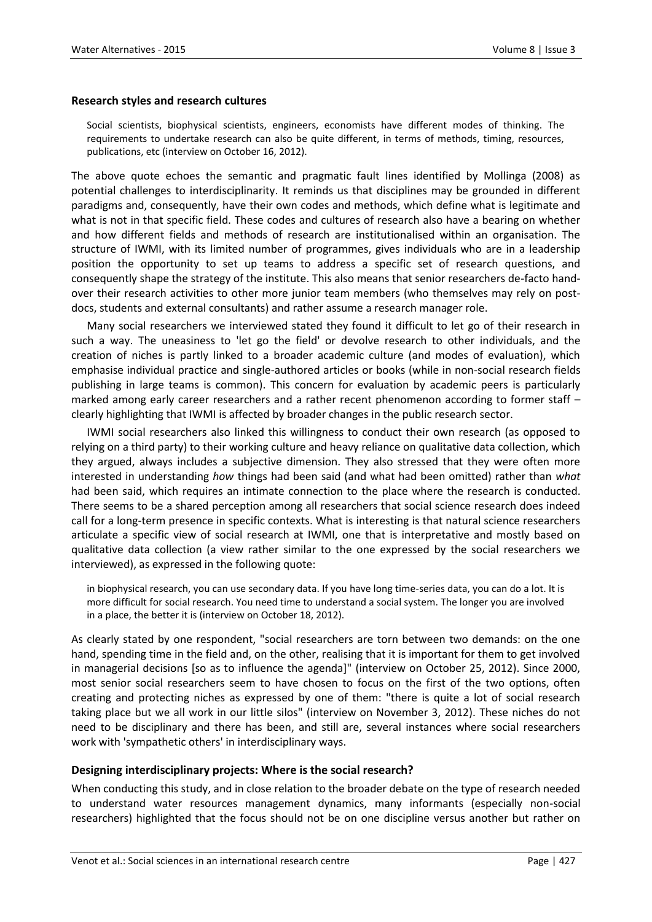### Research styles and research cultures

> Social scientists, biophysical scientists, engineers, economists have different modes of thinking. The requirements to undertake research can also be quite different, in terms of methods, timing, resources, publications, etc (interview on October 16, 2012).

The above quote echoes the semantic and pragmatic fault lines identified by Mollinga (2008) as potential challenges to interdisciplinarity. It reminds us that disciplines may be grounded in different paradigms and, consequently, have their own codes and methods, which define what is legitimate and what is not in that specific field. These codes and cultures of research also have a bearing on whether and how different fields and methods of research are institutionalised within an organisation. The structure of IWMI, with its limited number of programmes, gives individuals who are in a leadership position the opportunity to set up teams to address a specific set of research questions, and consequently shape the strategy of the institute. This also means that senior researchers de-facto hand-over their research activities to other more junior team members (who themselves may rely on post-docs, students and external consultants) and rather assume a research manager role.

Many social researchers we interviewed stated they found it difficult to let go of their research in such a way. The uneasiness to 'let go the field' or devolve research to other individuals, and the creation of niches is partly linked to a broader academic culture (and modes of evaluation), which emphasise individual practice and single-authored articles or books (while in non-social research fields publishing in large teams is common). This concern for evaluation by academic peers is particularly marked among early career researchers and a rather recent phenomenon according to former staff – clearly highlighting that IWMI is affected by broader changes in the public research sector.

IWMI social researchers also linked this willingness to conduct their own research (as opposed to relying on a third party) to their working culture and heavy reliance on qualitative data collection, which they argued, always includes a subjective dimension. They also stressed that they were often more interested in understanding *how* things had been said (and what had been omitted) rather than *what* had been said, which requires an intimate connection to the place where the research is conducted. There seems to be a shared perception among all researchers that social science research does indeed call for a long-term presence in specific contexts. What is interesting is that natural science researchers articulate a specific view of social research at IWMI, one that is interpretative and mostly based on qualitative data collection (a view rather similar to the one expressed by the social researchers we interviewed), as expressed in the following quote:

> in biophysical research, you can use secondary data. If you have long time-series data, you can do a lot. It is more difficult for social research. You need time to understand a social system. The longer you are involved in a place, the better it is (interview on October 18, 2012).

As clearly stated by one respondent, "social researchers are torn between two demands: on the one hand, spending time in the field and, on the other, realising that it is important for them to get involved in managerial decisions [so as to influence the agenda]" (interview on October 25, 2012). Since 2000, most senior social researchers seem to have chosen to focus on the first of the two options, often creating and protecting niches as expressed by one of them: "there is quite a lot of social research taking place but we all work in our little silos" (interview on November 3, 2012). These niches do not need to be disciplinary and there has been, and still are, several instances where social researchers work with 'sympathetic others' in interdisciplinary ways.

### Designing interdisciplinary projects: Where is the social research?

When conducting this study, and in close relation to the broader debate on the type of research needed to understand water resources management dynamics, many informants (especially non-social researchers) highlighted that the focus should not be on one discipline versus another but rather on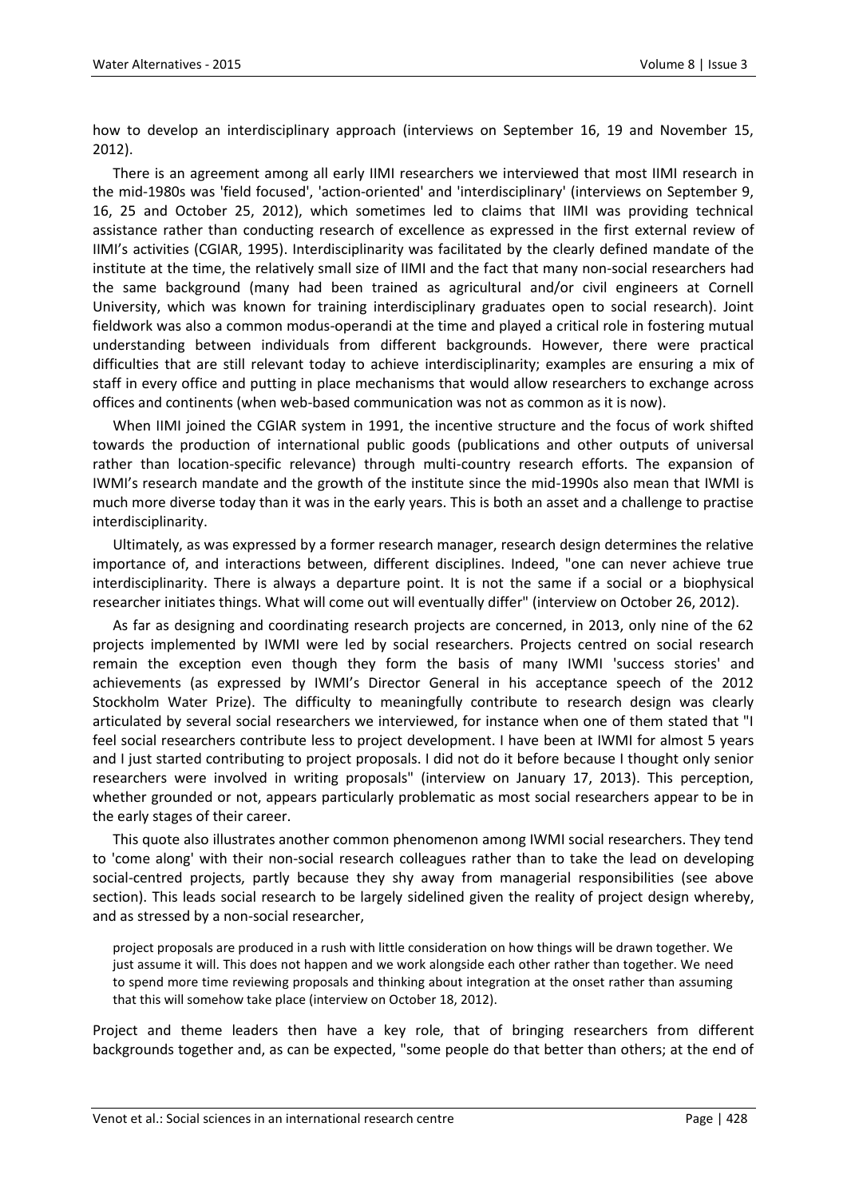how to develop an interdisciplinary approach (interviews on September 16, 19 and November 15, 2012).

There is an agreement among all early IIMI researchers we interviewed that most IIMI research in the mid-1980s was 'field focused', 'action-oriented' and 'interdisciplinary' (interviews on September 9, 16, 25 and October 25, 2012), which sometimes led to claims that IIMI was providing technical assistance rather than conducting research of excellence as expressed in the first external review of IIMI's activities (CGIAR, 1995). Interdisciplinarity was facilitated by the clearly defined mandate of the institute at the time, the relatively small size of IIMI and the fact that many non-social researchers had the same background (many had been trained as agricultural and/or civil engineers at Cornell University, which was known for training interdisciplinary graduates open to social research). Joint fieldwork was also a common modus-operandi at the time and played a critical role in fostering mutual understanding between individuals from different backgrounds. However, there were practical difficulties that are still relevant today to achieve interdisciplinarity; examples are ensuring a mix of staff in every office and putting in place mechanisms that would allow researchers to exchange across offices and continents (when web-based communication was not as common as it is now).

When IIMI joined the CGIAR system in 1991, the incentive structure and the focus of work shifted towards the production of international public goods (publications and other outputs of universal rather than location-specific relevance) through multi-country research efforts. The expansion of IWMI's research mandate and the growth of the institute since the mid-1990s also mean that IWMI is much more diverse today than it was in the early years. This is both an asset and a challenge to practise interdisciplinarity.

Ultimately, as was expressed by a former research manager, research design determines the relative importance of, and interactions between, different disciplines. Indeed, "one can never achieve true interdisciplinarity. There is always a departure point. It is not the same if a social or a biophysical researcher initiates things. What will come out will eventually differ" (interview on October 26, 2012).

As far as designing and coordinating research projects are concerned, in 2013, only nine of the 62 projects implemented by IWMI were led by social researchers. Projects centred on social research remain the exception even though they form the basis of many IWMI 'success stories' and achievements (as expressed by IWMI's Director General in his acceptance speech of the 2012 Stockholm Water Prize). The difficulty to meaningfully contribute to research design was clearly articulated by several social researchers we interviewed, for instance when one of them stated that "I feel social researchers contribute less to project development. I have been at IWMI for almost 5 years and I just started contributing to project proposals. I did not do it before because I thought only senior researchers were involved in writing proposals" (interview on January 17, 2013). This perception, whether grounded or not, appears particularly problematic as most social researchers appear to be in the early stages of their career.

This quote also illustrates another common phenomenon among IWMI social researchers. They tend to 'come along' with their non-social research colleagues rather than to take the lead on developing social-centred projects, partly because they shy away from managerial responsibilities (see above section). This leads social research to be largely sidelined given the reality of project design whereby, and as stressed by a non-social researcher,

> project proposals are produced in a rush with little consideration on how things will be drawn together. We just assume it will. This does not happen and we work alongside each other rather than together. We need to spend more time reviewing proposals and thinking about integration at the onset rather than assuming that this will somehow take place (interview on October 18, 2012).

Project and theme leaders then have a key role, that of bringing researchers from different backgrounds together and, as can be expected, "some people do that better than others; at the end of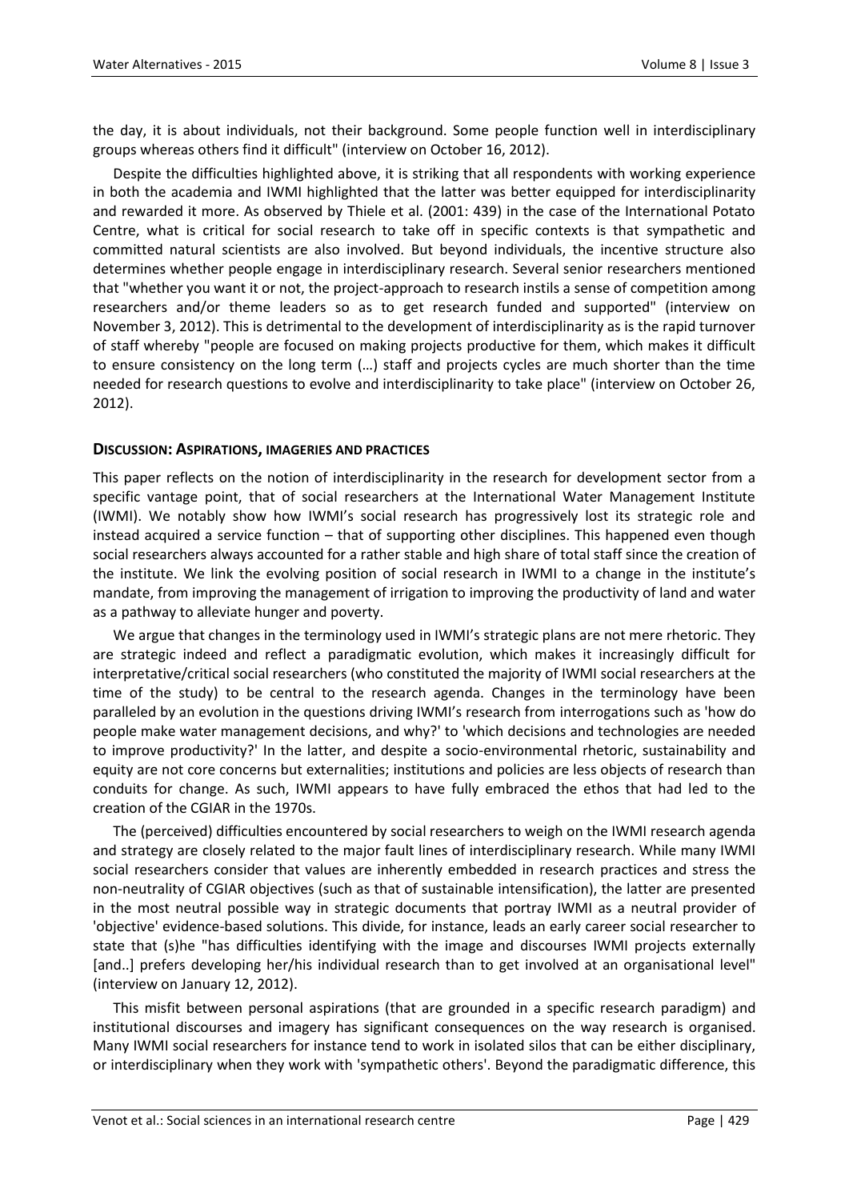the day, it is about individuals, not their background. Some people function well in interdisciplinary groups whereas others find it difficult" (interview on October 16, 2012).

Despite the difficulties highlighted above, it is striking that all respondents with working experience in both the academia and IWMI highlighted that the latter was better equipped for interdisciplinarity and rewarded it more. As observed by Thiele et al. (2001: 439) in the case of the International Potato Centre, what is critical for social research to take off in specific contexts is that sympathetic and committed natural scientists are also involved. But beyond individuals, the incentive structure also determines whether people engage in interdisciplinary research. Several senior researchers mentioned that "whether you want it or not, the project-approach to research instils a sense of competition among researchers and/or theme leaders so as to get research funded and supported" (interview on November 3, 2012). This is detrimental to the development of interdisciplinarity as is the rapid turnover of staff whereby "people are focused on making projects productive for them, which makes it difficult to ensure consistency on the long term (…) staff and projects cycles are much shorter than the time needed for research questions to evolve and interdisciplinarity to take place" (interview on October 26, 2012).

## DISCUSSION: ASPIRATIONS, IMAGERIES AND PRACTICES

This paper reflects on the notion of interdisciplinarity in the research for development sector from a specific vantage point, that of social researchers at the International Water Management Institute (IWMI). We notably show how IWMI's social research has progressively lost its strategic role and instead acquired a service function – that of supporting other disciplines. This happened even though social researchers always accounted for a rather stable and high share of total staff since the creation of the institute. We link the evolving position of social research in IWMI to a change in the institute's mandate, from improving the management of irrigation to improving the productivity of land and water as a pathway to alleviate hunger and poverty.

We argue that changes in the terminology used in IWMI's strategic plans are not mere rhetoric. They are strategic indeed and reflect a paradigmatic evolution, which makes it increasingly difficult for interpretative/critical social researchers (who constituted the majority of IWMI social researchers at the time of the study) to be central to the research agenda. Changes in the terminology have been paralleled by an evolution in the questions driving IWMI's research from interrogations such as 'how do people make water management decisions, and why?' to 'which decisions and technologies are needed to improve productivity?' In the latter, and despite a socio-environmental rhetoric, sustainability and equity are not core concerns but externalities; institutions and policies are less objects of research than conduits for change. As such, IWMI appears to have fully embraced the ethos that had led to the creation of the CGIAR in the 1970s.

The (perceived) difficulties encountered by social researchers to weigh on the IWMI research agenda and strategy are closely related to the major fault lines of interdisciplinary research. While many IWMI social researchers consider that values are inherently embedded in research practices and stress the non-neutrality of CGIAR objectives (such as that of sustainable intensification), the latter are presented in the most neutral possible way in strategic documents that portray IWMI as a neutral provider of 'objective' evidence-based solutions. This divide, for instance, leads an early career social researcher to state that (s)he "has difficulties identifying with the image and discourses IWMI projects externally [and..] prefers developing her/his individual research than to get involved at an organisational level" (interview on January 12, 2012).

This misfit between personal aspirations (that are grounded in a specific research paradigm) and institutional discourses and imagery has significant consequences on the way research is organised. Many IWMI social researchers for instance tend to work in isolated silos that can be either disciplinary, or interdisciplinary when they work with 'sympathetic others'. Beyond the paradigmatic difference, this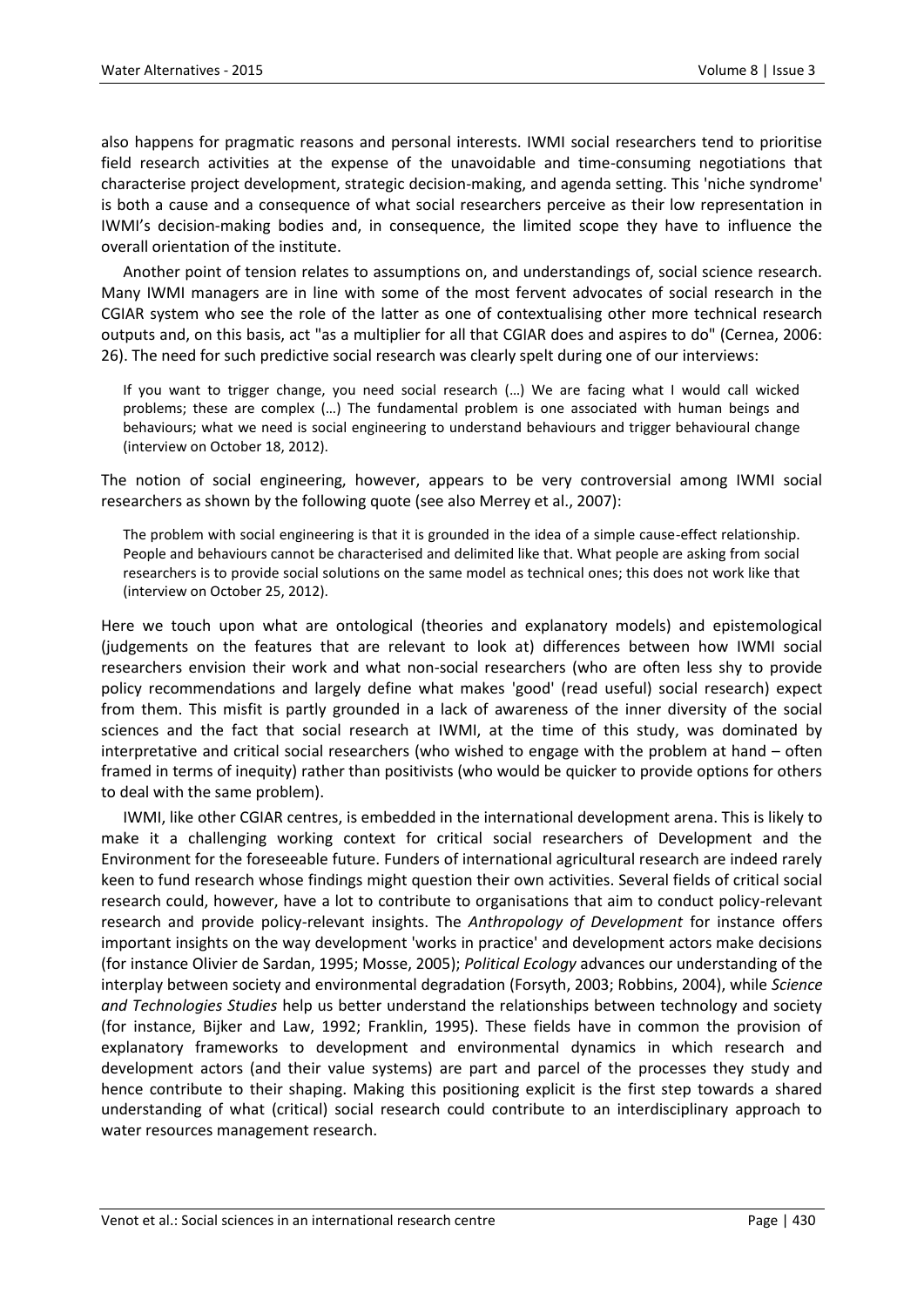also happens for pragmatic reasons and personal interests. IWMI social researchers tend to prioritise field research activities at the expense of the unavoidable and time-consuming negotiations that characterise project development, strategic decision-making, and agenda setting. This 'niche syndrome' is both a cause and a consequence of what social researchers perceive as their low representation in IWMI's decision-making bodies and, in consequence, the limited scope they have to influence the overall orientation of the institute.

Another point of tension relates to assumptions on, and understandings of, social science research. Many IWMI managers are in line with some of the most fervent advocates of social research in the CGIAR system who see the role of the latter as one of contextualising other more technical research outputs and, on this basis, act "as a multiplier for all that CGIAR does and aspires to do" (Cernea, 2006: 26). The need for such predictive social research was clearly spelt during one of our interviews:

> If you want to trigger change, you need social research (…) We are facing what I would call wicked problems; these are complex (…) The fundamental problem is one associated with human beings and behaviours; what we need is social engineering to understand behaviours and trigger behavioural change (interview on October 18, 2012).

The notion of social engineering, however, appears to be very controversial among IWMI social researchers as shown by the following quote (see also Merrey et al., 2007):

> The problem with social engineering is that it is grounded in the idea of a simple cause-effect relationship. People and behaviours cannot be characterised and delimited like that. What people are asking from social researchers is to provide social solutions on the same model as technical ones; this does not work like that (interview on October 25, 2012).

Here we touch upon what are ontological (theories and explanatory models) and epistemological (judgements on the features that are relevant to look at) differences between how IWMI social researchers envision their work and what non-social researchers (who are often less shy to provide policy recommendations and largely define what makes 'good' (read useful) social research) expect from them. This misfit is partly grounded in a lack of awareness of the inner diversity of the social sciences and the fact that social research at IWMI, at the time of this study, was dominated by interpretative and critical social researchers (who wished to engage with the problem at hand – often framed in terms of inequity) rather than positivists (who would be quicker to provide options for others to deal with the same problem).

IWMI, like other CGIAR centres, is embedded in the international development arena. This is likely to make it a challenging working context for critical social researchers of Development and the Environment for the foreseeable future. Funders of international agricultural research are indeed rarely keen to fund research whose findings might question their own activities. Several fields of critical social research could, however, have a lot to contribute to organisations that aim to conduct policy-relevant research and provide policy-relevant insights. The *Anthropology of Development* for instance offers important insights on the way development 'works in practice' and development actors make decisions (for instance Olivier de Sardan, 1995; Mosse, 2005); *Political Ecology* advances our understanding of the interplay between society and environmental degradation (Forsyth, 2003; Robbins, 2004), while *Science and Technologies Studies* help us better understand the relationships between technology and society (for instance, Bijker and Law, 1992; Franklin, 1995). These fields have in common the provision of explanatory frameworks to development and environmental dynamics in which research and development actors (and their value systems) are part and parcel of the processes they study and hence contribute to their shaping. Making this positioning explicit is the first step towards a shared understanding of what (critical) social research could contribute to an interdisciplinary approach to water resources management research.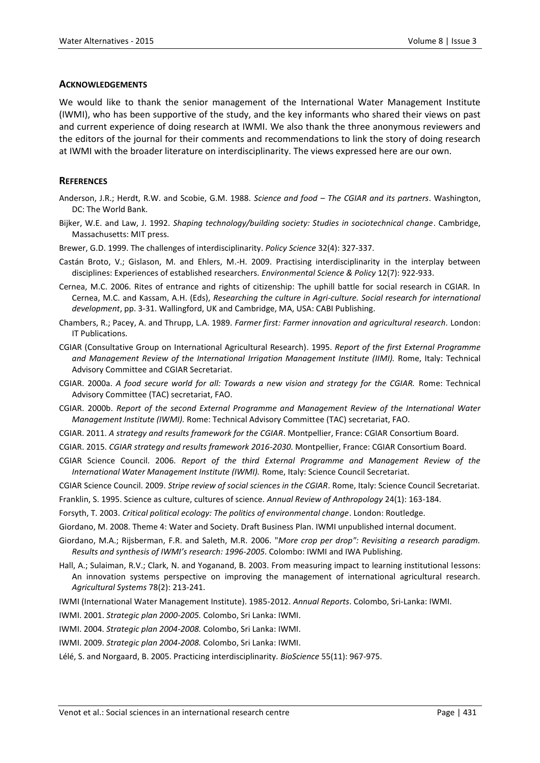## ACKNOWLEDGEMENTS

We would like to thank the senior management of the International Water Management Institute (IWMI), who has been supportive of the study, and the key informants who shared their views on past and current experience of doing research at IWMI. We also thank the three anonymous reviewers and the editors of the journal for their comments and recommendations to link the story of doing research at IWMI with the broader literature on interdisciplinarity. The views expressed here are our own.

## REFERENCES

Anderson, J.R.; Herdt, R.W. and Scobie, G.M. 1988. *Science and food – The CGIAR and its partners*. Washington, DC: The World Bank.

Bijker, W.E. and Law, J. 1992. *Shaping technology/building society: Studies in sociotechnical change*. Cambridge, Massachusetts: MIT press.

Brewer, G.D. 1999. The challenges of interdisciplinarity. *Policy Science* 32(4): 327-337.

Castán Broto, V.; Gislason, M. and Ehlers, M.-H. 2009. Practising interdisciplinarity in the interplay between disciplines: Experiences of established researchers. *Environmental Science & Policy* 12(7): 922-933.

Cernea, M.C. 2006. Rites of entrance and rights of citizenship: The uphill battle for social research in CGIAR. In Cernea, M.C. and Kassam, A.H. (Eds), *Researching the culture in Agri-culture. Social research for international development*, pp. 3-31. Wallingford, UK and Cambridge, MA, USA: CABI Publishing.

Chambers, R.; Pacey, A. and Thrupp, L.A. 1989. *Farmer first: Farmer innovation and agricultural research*. London: IT Publications.

CGIAR (Consultative Group on International Agricultural Research). 1995. *Report of the first External Programme and Management Review of the International Irrigation Management Institute (IIMI).* Rome, Italy: Technical Advisory Committee and CGIAR Secretariat.

CGIAR. 2000a. *A food secure world for all: Towards a new vision and strategy for the CGIAR.* Rome: Technical Advisory Committee (TAC) secretariat, FAO.

CGIAR. 2000b. *Report of the second External Programme and Management Review of the International Water Management Institute (IWMI).* Rome: Technical Advisory Committee (TAC) secretariat, FAO.

CGIAR. 2011. *A strategy and results framework for the CGIAR*. Montpellier, France: CGIAR Consortium Board.

CGIAR. 2015. *CGIAR strategy and results framework 2016-2030*. Montpellier, France: CGIAR Consortium Board.

CGIAR Science Council. 2006. *Report of the third External Programme and Management Review of the International Water Management Institute (IWMI).* Rome, Italy: Science Council Secretariat.

CGIAR Science Council. 2009. *Stripe review of social sciences in the CGIAR*. Rome, Italy: Science Council Secretariat.

Franklin, S. 1995. Science as culture, cultures of science. *Annual Review of Anthropology* 24(1): 163-184.

Forsyth, T. 2003. *Critical political ecology: The politics of environmental change*. London: Routledge.

Giordano, M. 2008. Theme 4: Water and Society. Draft Business Plan. IWMI unpublished internal document.

Giordano, M.A.; Rijsberman, F.R. and Saleth, M.R. 2006. *"More crop per drop": Revisiting a research paradigm. Results and synthesis of IWMI's research: 1996-2005*. Colombo: IWMI and IWA Publishing.

Hall, A.; Sulaiman, R.V.; Clark, N. and Yoganand, B. 2003. From measuring impact to learning institutional lessons: An innovation systems perspective on improving the management of international agricultural research. *Agricultural Systems* 78(2): 213-241.

IWMI (International Water Management Institute). 1985-2012. *Annual Reports*. Colombo, Sri-Lanka: IWMI.

IWMI. 2001. *Strategic plan 2000-2005.* Colombo, Sri Lanka: IWMI.

IWMI. 2004. *Strategic plan 2004-2008.* Colombo, Sri Lanka: IWMI.

IWMI. 2009. *Strategic plan 2004-2008.* Colombo, Sri Lanka: IWMI.

Lélé, S. and Norgaard, B. 2005. Practicing interdisciplinarity. *BioScience* 55(11): 967-975.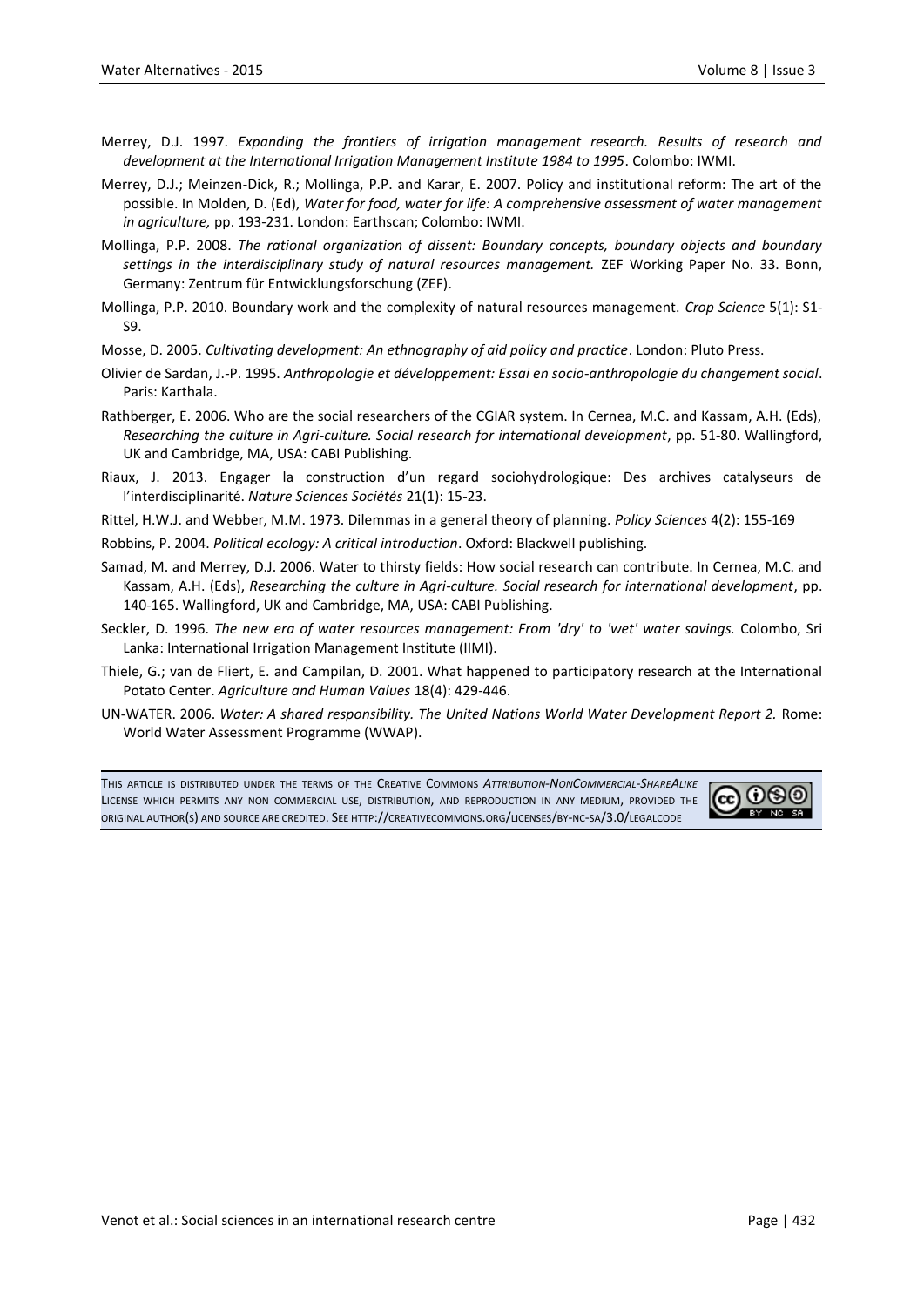Merrey, D.J. 1997. *Expanding the frontiers of irrigation management research. Results of research and development at the International Irrigation Management Institute 1984 to 1995*. Colombo: IWMI.

Merrey, D.J.; Meinzen-Dick, R.; Mollinga, P.P. and Karar, E. 2007. Policy and institutional reform: The art of the possible. In Molden, D. (Ed), *Water for food, water for life: A comprehensive assessment of water management in agriculture,* pp. 193-231. London: Earthscan; Colombo: IWMI.

Mollinga, P.P. 2008. *The rational organization of dissent: Boundary concepts, boundary objects and boundary settings in the interdisciplinary study of natural resources management.* ZEF Working Paper No. 33. Bonn, Germany: Zentrum für Entwicklungsforschung (ZEF).

Mollinga, P.P. 2010. Boundary work and the complexity of natural resources management. *Crop Science* 5(1): S1-S9.

Mosse, D. 2005. *Cultivating development: An ethnography of aid policy and practice*. London: Pluto Press.

Olivier de Sardan, J.-P. 1995. *Anthropologie et développement: Essai en socio-anthropologie du changement social*. Paris: Karthala.

Rathberger, E. 2006. Who are the social researchers of the CGIAR system. In Cernea, M.C. and Kassam, A.H. (Eds), *Researching the culture in Agri-culture. Social research for international development*, pp. 51-80. Wallingford, UK and Cambridge, MA, USA: CABI Publishing.

Riaux, J. 2013. Engager la construction d'un regard sociohydrologique: Des archives catalyseurs de l'interdisciplinarité. *Nature Sciences Sociétés* 21(1): 15-23.

Rittel, H.W.J. and Webber, M.M. 1973. Dilemmas in a general theory of planning. *Policy Sciences* 4(2): 155-169

Robbins, P. 2004. *Political ecology: A critical introduction*. Oxford: Blackwell publishing.

Samad, M. and Merrey, D.J. 2006. Water to thirsty fields: How social research can contribute. In Cernea, M.C. and Kassam, A.H. (Eds), *Researching the culture in Agri-culture. Social research for international development*, pp. 140-165. Wallingford, UK and Cambridge, MA, USA: CABI Publishing.

Seckler, D. 1996. *The new era of water resources management: From 'dry' to 'wet' water savings.* Colombo, Sri Lanka: International Irrigation Management Institute (IIMI).

Thiele, G.; van de Fliert, E. and Campilan, D. 2001. What happened to participatory research at the International Potato Center. *Agriculture and Human Values* 18(4): 429-446.

UN-WATER. 2006. *Water: A shared responsibility. The United Nations World Water Development Report 2.* Rome: World Water Assessment Programme (WWAP).

This article is distributed under the terms of the Creative Commons *Attribution-NonCommercial-ShareAlike* License which permits any non commercial use, distribution, and reproduction in any medium, provided the original author(s) and source are credited. See http://creativecommons.org/licenses/by-nc-sa/3.0/legalcode